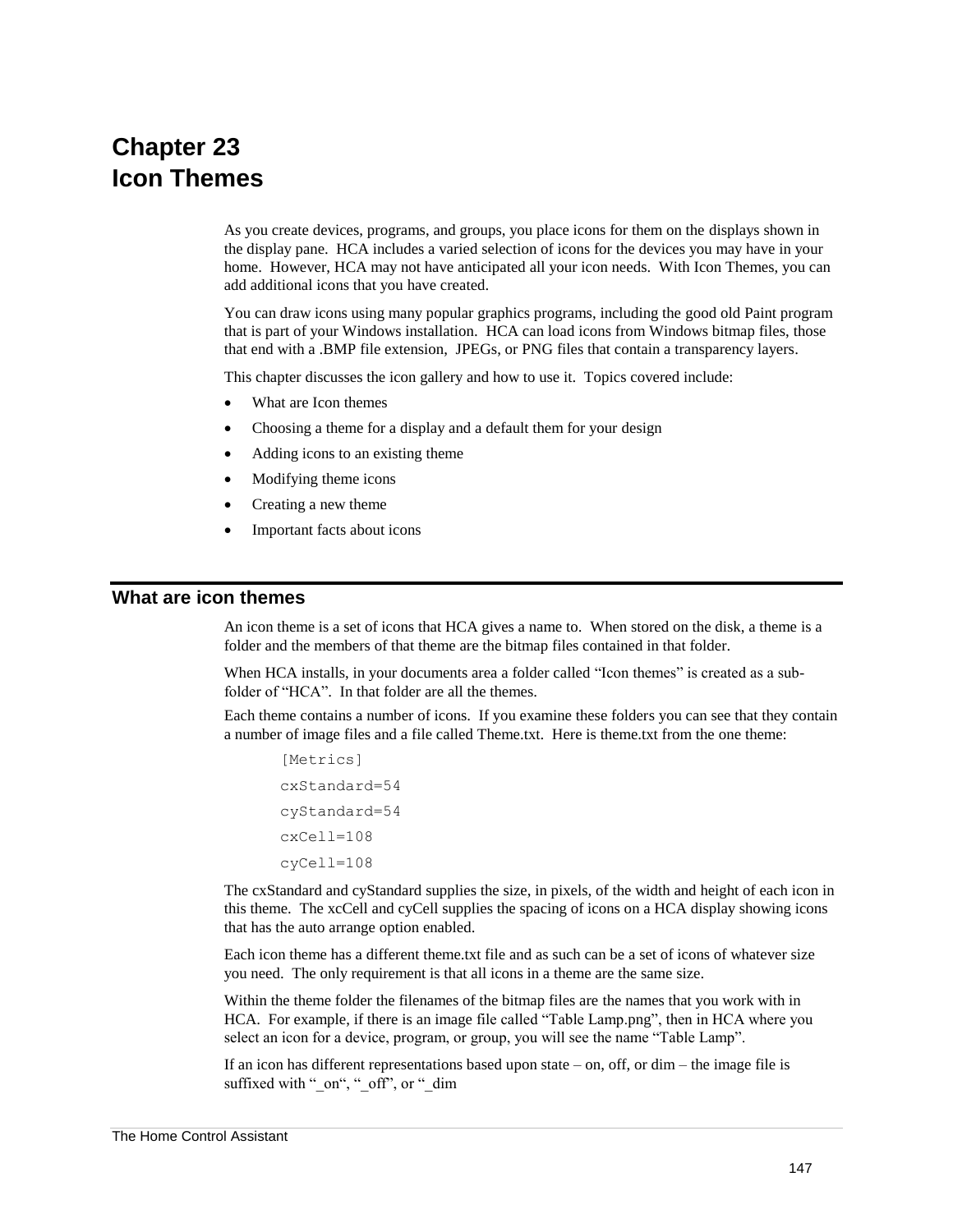# Chapter 23
# Icon Themes

As you create devices, programs, and groups, you place icons for them on the displays shown in the display pane. HCA includes a varied selection of icons for the devices you may have in your home. However, HCA may not have anticipated all your icon needs. With Icon Themes, you can add additional icons that you have created.

You can draw icons using many popular graphics programs, including the good old Paint program that is part of your Windows installation. HCA can load icons from Windows bitmap files, those that end with a .BMP file extension, JPEGs, or PNG files that contain a transparency layers.

This chapter discusses the icon gallery and how to use it. Topics covered include:

- What are Icon themes
- Choosing a theme for a display and a default them for your design
- Adding icons to an existing theme
- Modifying theme icons
- Creating a new theme
- Important facts about icons

## What are icon themes

An icon theme is a set of icons that HCA gives a name to. When stored on the disk, a theme is a folder and the members of that theme are the bitmap files contained in that folder.

When HCA installs, in your documents area a folder called “Icon themes” is created as a sub-folder of “HCA”. In that folder are all the themes.

Each theme contains a number of icons. If you examine these folders you can see that they contain a number of image files and a file called Theme.txt. Here is theme.txt from the one theme:

```
[Metrics]
cxStandard=54
cyStandard=54
cxCell=108
cyCell=108
```

The cxStandard and cyStandard supplies the size, in pixels, of the width and height of each icon in this theme. The xcCell and cyCell supplies the spacing of icons on a HCA display showing icons that has the auto arrange option enabled.

Each icon theme has a different theme.txt file and as such can be a set of icons of whatever size you need. The only requirement is that all icons in a theme are the same size.

Within the theme folder the filenames of the bitmap files are the names that you work with in HCA. For example, if there is an image file called “Table Lamp.png”, then in HCA where you select an icon for a device, program, or group, you will see the name “Table Lamp”.

If an icon has different representations based upon state – on, off, or dim – the image file is suffixed with “_on“, “_off”, or “_dim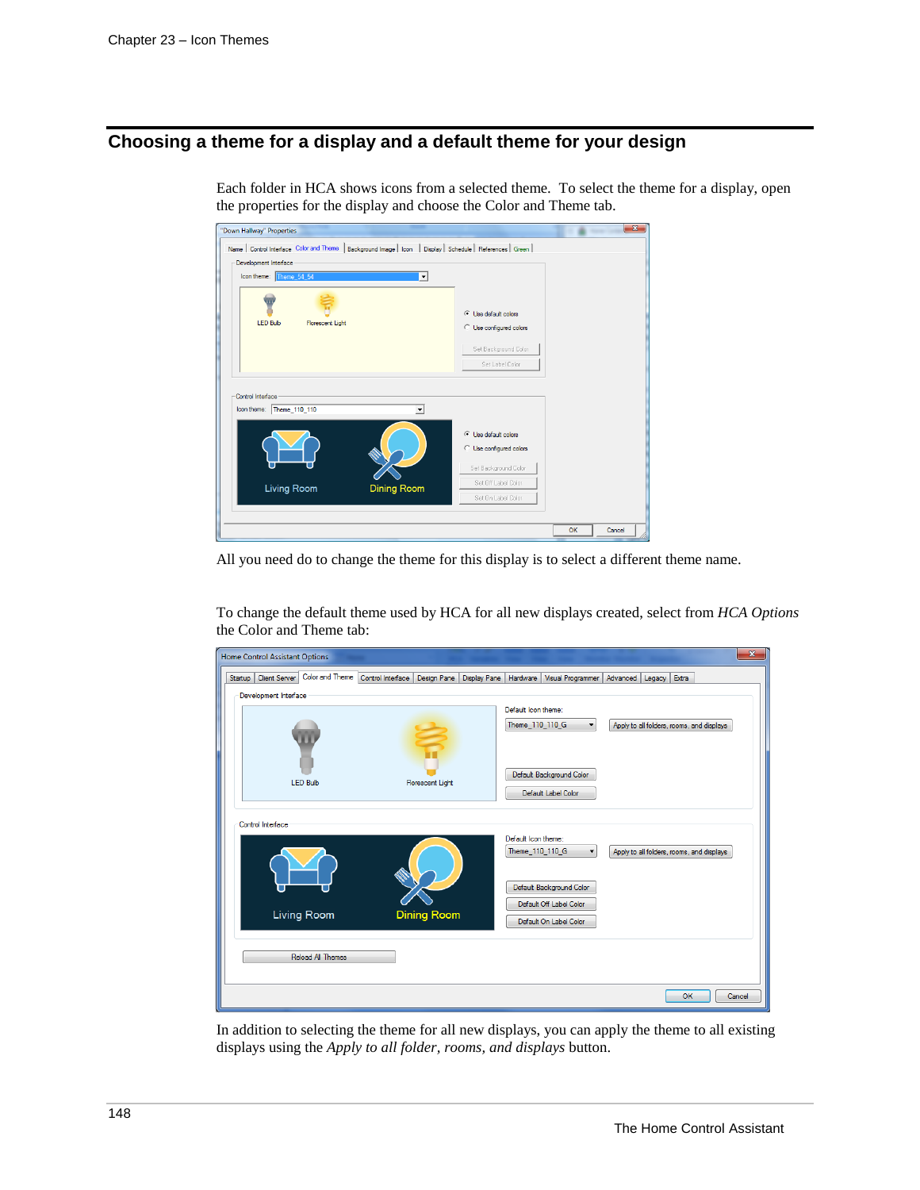## Choosing a theme for a display and a default theme for your design

Each folder in HCA shows icons from a selected theme. To select the theme for a display, open the properties for the display and choose the Color and Theme tab.

All you need do to change the theme for this display is to select a different theme name.

To change the default theme used by HCA for all new displays created, select from *HCA Options* the Color and Theme tab:

In addition to selecting the theme for all new displays, you can apply the theme to all existing displays using the *Apply to all folder, rooms, and displays* button.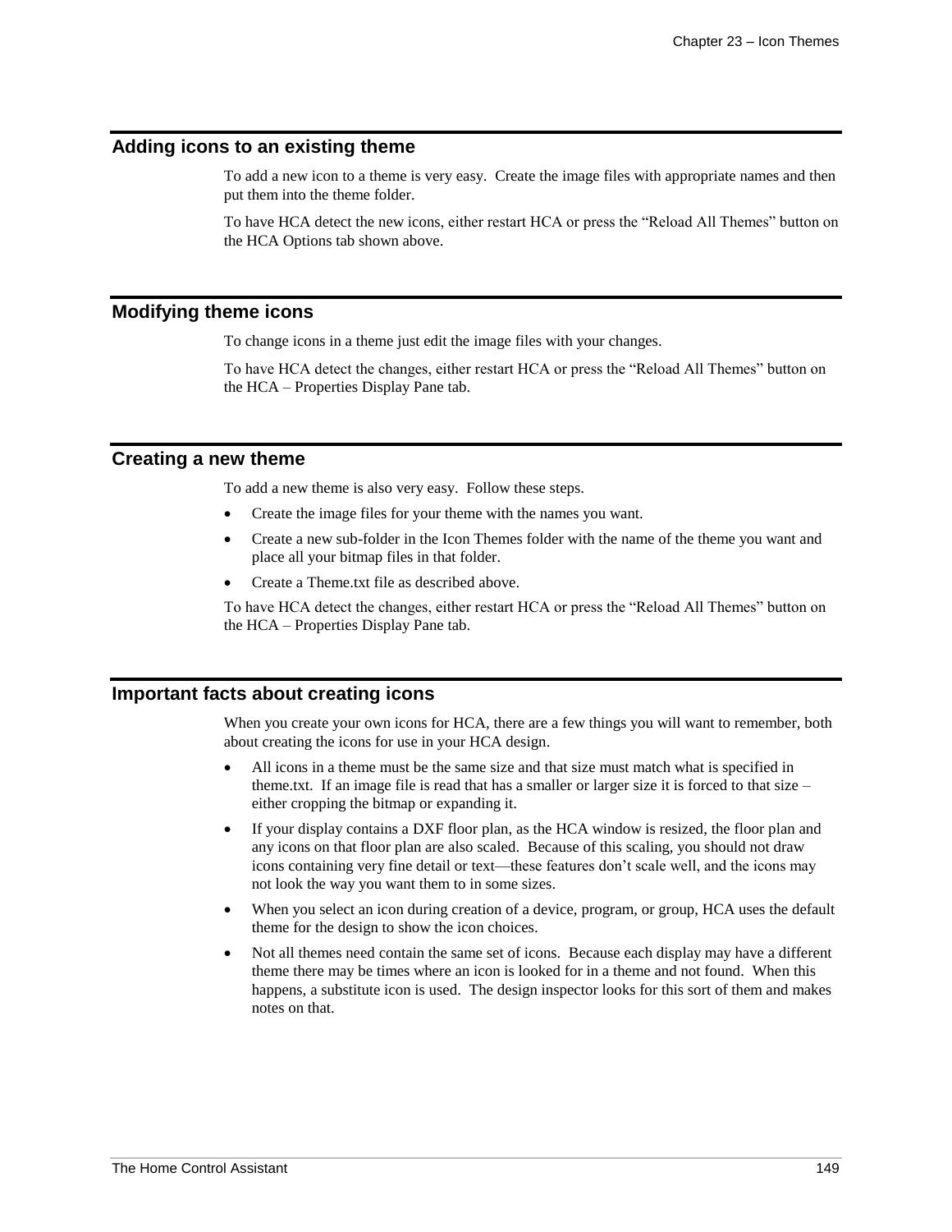## Adding icons to an existing theme

To add a new icon to a theme is very easy. Create the image files with appropriate names and then put them into the theme folder.

To have HCA detect the new icons, either restart HCA or press the “Reload All Themes” button on the HCA Options tab shown above.

## Modifying theme icons

To change icons in a theme just edit the image files with your changes.

To have HCA detect the changes, either restart HCA or press the “Reload All Themes” button on the HCA – Properties Display Pane tab.

## Creating a new theme

To add a new theme is also very easy. Follow these steps.

- Create the image files for your theme with the names you want.
- Create a new sub-folder in the Icon Themes folder with the name of the theme you want and place all your bitmap files in that folder.
- Create a Theme.txt file as described above.

To have HCA detect the changes, either restart HCA or press the “Reload All Themes” button on the HCA – Properties Display Pane tab.

## Important facts about creating icons

When you create your own icons for HCA, there are a few things you will want to remember, both about creating the icons for use in your HCA design.

- All icons in a theme must be the same size and that size must match what is specified in theme.txt. If an image file is read that has a smaller or larger size it is forced to that size – either cropping the bitmap or expanding it.
- If your display contains a DXF floor plan, as the HCA window is resized, the floor plan and any icons on that floor plan are also scaled. Because of this scaling, you should not draw icons containing very fine detail or text—these features don’t scale well, and the icons may not look the way you want them to in some sizes.
- When you select an icon during creation of a device, program, or group, HCA uses the default theme for the design to show the icon choices.
- Not all themes need contain the same set of icons. Because each display may have a different theme there may be times where an icon is looked for in a theme and not found. When this happens, a substitute icon is used. The design inspector looks for this sort of them and makes notes on that.